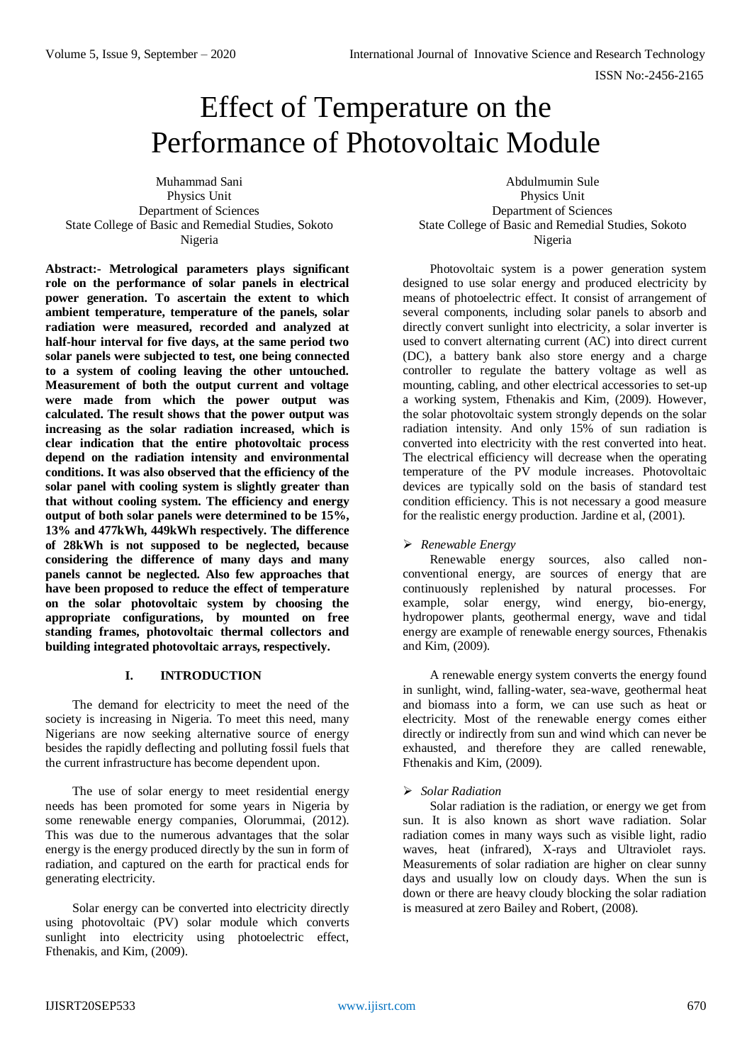# Effect of Temperature on the Performance of Photovoltaic Module

Muhammad Sani
Physics Unit
Department of Sciences
State College of Basic and Remedial Studies, Sokoto
Nigeria

Abdulmumin Sule
Physics Unit
Department of Sciences
State College of Basic and Remedial Studies, Sokoto
Nigeria

**Abstract:- Metrological parameters plays significant role on the performance of solar panels in electrical power generation. To ascertain the extent to which ambient temperature, temperature of the panels, solar radiation were measured, recorded and analyzed at half-hour interval for five days, at the same period two solar panels were subjected to test, one being connected to a system of cooling leaving the other untouched. Measurement of both the output current and voltage were made from which the power output was calculated. The result shows that the power output was increasing as the solar radiation increased, which is clear indication that the entire photovoltaic process depend on the radiation intensity and environmental conditions. It was also observed that the efficiency of the solar panel with cooling system is slightly greater than that without cooling system. The efficiency and energy output of both solar panels were determined to be 15%, 13% and 477kWh, 449kWh respectively. The difference of 28kWh is not supposed to be neglected, because considering the difference of many days and many panels cannot be neglected. Also few approaches that have been proposed to reduce the effect of temperature on the solar photovoltaic system by choosing the appropriate configurations, by mounted on free standing frames, photovoltaic thermal collectors and building integrated photovoltaic arrays, respectively.**

## I. INTRODUCTION

The demand for electricity to meet the need of the society is increasing in Nigeria. To meet this need, many Nigerians are now seeking alternative source of energy besides the rapidly deflecting and polluting fossil fuels that the current infrastructure has become dependent upon.

The use of solar energy to meet residential energy needs has been promoted for some years in Nigeria by some renewable energy companies, Olorummai, (2012). This was due to the numerous advantages that the solar energy is the energy produced directly by the sun in form of radiation, and captured on the earth for practical ends for generating electricity.

Solar energy can be converted into electricity directly using photovoltaic (PV) solar module which converts sunlight into electricity using photoelectric effect, Fthenakis, and Kim, (2009).

Photovoltaic system is a power generation system designed to use solar energy and produced electricity by means of photoelectric effect. It consist of arrangement of several components, including solar panels to absorb and directly convert sunlight into electricity, a solar inverter is used to convert alternating current (AC) into direct current (DC), a battery bank also store energy and a charge controller to regulate the battery voltage as well as mounting, cabling, and other electrical accessories to set-up a working system, Fthenakis and Kim, (2009). However, the solar photovoltaic system strongly depends on the solar radiation intensity. And only 15% of sun radiation is converted into electricity with the rest converted into heat. The electrical efficiency will decrease when the operating temperature of the PV module increases. Photovoltaic devices are typically sold on the basis of standard test condition efficiency. This is not necessary a good measure for the realistic energy production. Jardine et al, (2001).

### *Renewable Energy*

Renewable energy sources, also called non-conventional energy, are sources of energy that are continuously replenished by natural processes. For example, solar energy, wind energy, bio-energy, hydropower plants, geothermal energy, wave and tidal energy are example of renewable energy sources, Fthenakis and Kim, (2009).

A renewable energy system converts the energy found in sunlight, wind, falling-water, sea-wave, geothermal heat and biomass into a form, we can use such as heat or electricity. Most of the renewable energy comes either directly or indirectly from sun and wind which can never be exhausted, and therefore they are called renewable, Fthenakis and Kim, (2009).

### *Solar Radiation*

Solar radiation is the radiation, or energy we get from sun. It is also known as short wave radiation. Solar radiation comes in many ways such as visible light, radio waves, heat (infrared), X-rays and Ultraviolet rays. Measurements of solar radiation are higher on clear sunny days and usually low on cloudy days. When the sun is down or there are heavy cloudy blocking the solar radiation is measured at zero Bailey and Robert, (2008).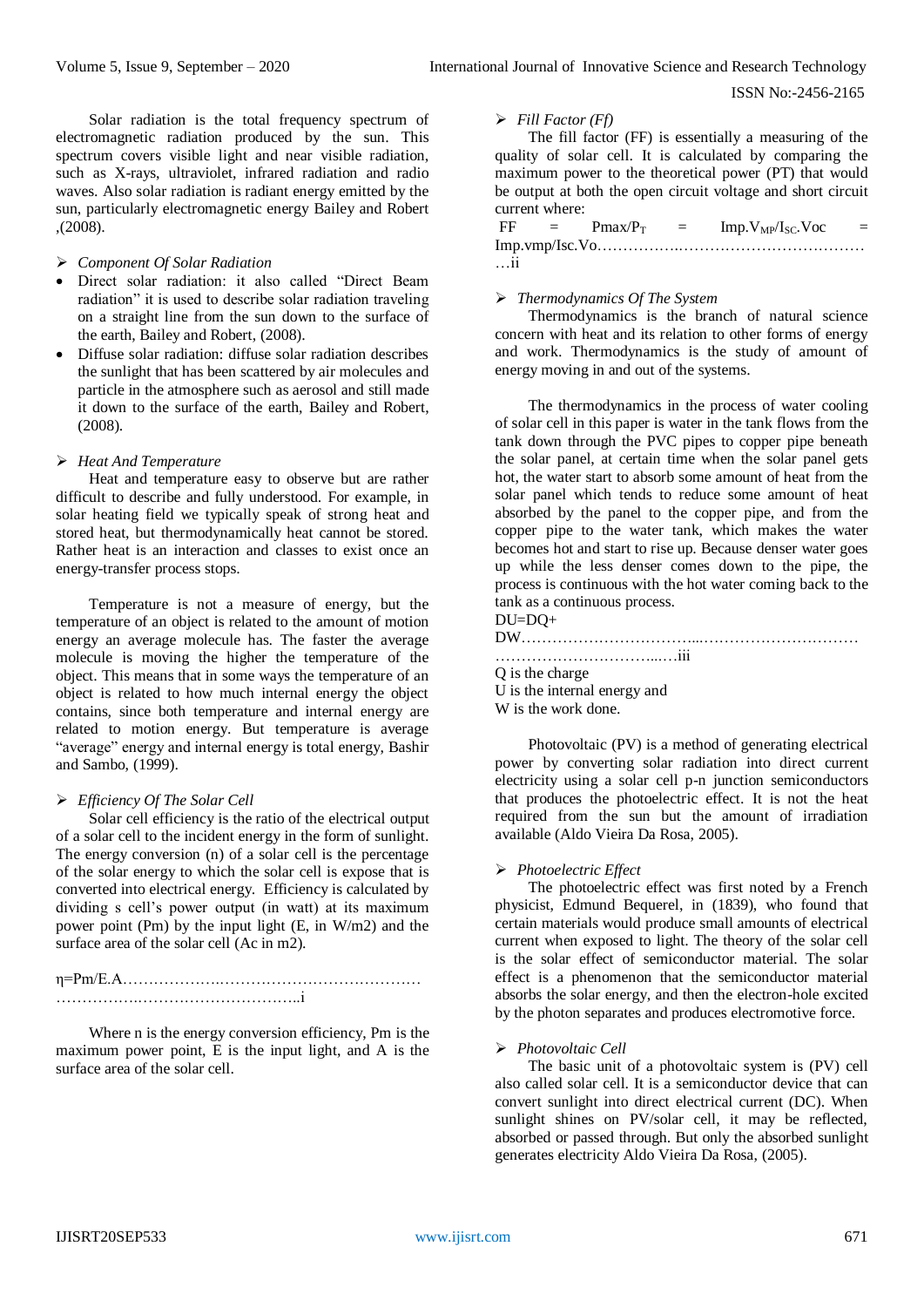Solar radiation is the total frequency spectrum of electromagnetic radiation produced by the sun. This spectrum covers visible light and near visible radiation, such as X-rays, ultraviolet, infrared radiation and radio waves. Also solar radiation is radiant energy emitted by the sun, particularly electromagnetic energy Bailey and Robert ,(2008).

- *Component Of Solar Radiation*

- Direct solar radiation: it also called "Direct Beam radiation" it is used to describe solar radiation traveling on a straight line from the sun down to the surface of the earth, Bailey and Robert, (2008).
- Diffuse solar radiation: diffuse solar radiation describes the sunlight that has been scattered by air molecules and particle in the atmosphere such as aerosol and still made it down to the surface of the earth, Bailey and Robert, (2008).

- *Heat And Temperature*

Heat and temperature easy to observe but are rather difficult to describe and fully understood. For example, in solar heating field we typically speak of strong heat and stored heat, but thermodynamically heat cannot be stored. Rather heat is an interaction and classes to exist once an energy-transfer process stops.

Temperature is not a measure of energy, but the temperature of an object is related to the amount of motion energy an average molecule has. The faster the average molecule is moving the higher the temperature of the object. This means that in some ways the temperature of an object is related to how much internal energy the object contains, since both temperature and internal energy are related to motion energy. But temperature is average "average" energy and internal energy is total energy, Bashir and Sambo, (1999).

- *Efficiency Of The Solar Cell*

Solar cell efficiency is the ratio of the electrical output of a solar cell to the incident energy in the form of sunlight. The energy conversion (n) of a solar cell is the percentage of the solar energy to which the solar cell is expose that is converted into electrical energy. Efficiency is calculated by dividing s cell's power output (in watt) at its maximum power point (Pm) by the input light (E, in W/m2) and the surface area of the solar cell (Ac in m2).

$$\eta = P_m / E.A \quad \text{…i}$$

Where n is the energy conversion efficiency, Pm is the maximum power point, E is the input light, and A is the surface area of the solar cell.

- *Fill Factor (Ff)*

The fill factor (FF) is essentially a measuring of the quality of solar cell. It is calculated by comparing the maximum power to the theoretical power (PT) that would be output at both the open circuit voltage and short circuit current where:

$$FF = P_{max}/P_T = I_{mp}.V_{MP}/I_{SC}.V_{oc} = I_{mp}.v_{mp}/I_{sc}.V_o \quad \text{…ii}$$

- *Thermodynamics Of The System*

Thermodynamics is the branch of natural science concern with heat and its relation to other forms of energy and work. Thermodynamics is the study of amount of energy moving in and out of the systems.

The thermodynamics in the process of water cooling of solar cell in this paper is water in the tank flows from the tank down through the PVC pipes to copper pipe beneath the solar panel, at certain time when the solar panel gets hot, the water start to absorb some amount of heat from the solar panel which tends to reduce some amount of heat absorbed by the panel to the copper pipe, and from the copper pipe to the water tank, which makes the water becomes hot and start to rise up. Because denser water goes up while the less denser comes down to the pipe, the process is continuous with the hot water coming back to the tank as a continuous process.

$$DU = DQ + DW \quad \text{…iii}$$

Q is the charge
U is the internal energy and
W is the work done.

Photovoltaic (PV) is a method of generating electrical power by converting solar radiation into direct current electricity using a solar cell p-n junction semiconductors that produces the photoelectric effect. It is not the heat required from the sun but the amount of irradiation available (Aldo Vieira Da Rosa, 2005).

- *Photoelectric Effect*

The photoelectric effect was first noted by a French physicist, Edmund Bequerel, in (1839), who found that certain materials would produce small amounts of electrical current when exposed to light. The theory of the solar cell is the solar effect of semiconductor material. The solar effect is a phenomenon that the semiconductor material absorbs the solar energy, and then the electron-hole excited by the photon separates and produces electromotive force.

- *Photovoltaic Cell*

The basic unit of a photovoltaic system is (PV) cell also called solar cell. It is a semiconductor device that can convert sunlight into direct electrical current (DC). When sunlight shines on PV/solar cell, it may be reflected, absorbed or passed through. But only the absorbed sunlight generates electricity Aldo Vieira Da Rosa, (2005).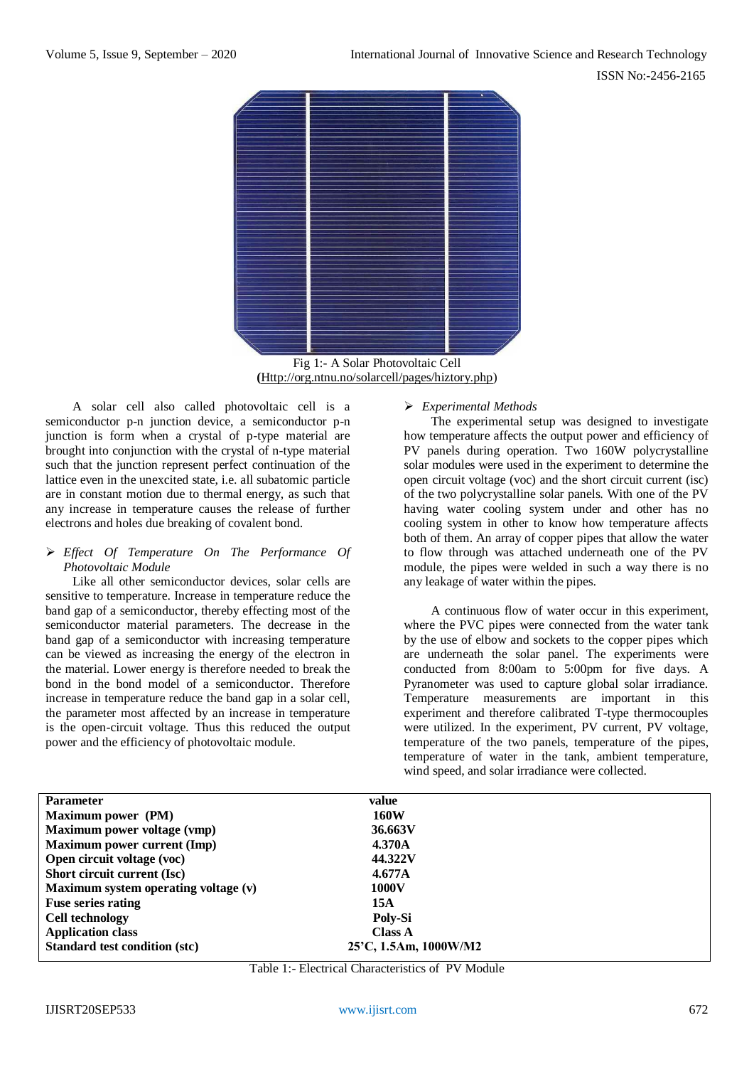Fig 1:- A Solar Photovoltaic Cell
(Http://org.ntnu.no/solarcell/pages/hiztory.php)

A solar cell also called photovoltaic cell is a semiconductor p-n junction device, a semiconductor p-n junction is form when a crystal of p-type material are brought into conjunction with the crystal of n-type material such that the junction represent perfect continuation of the lattice even in the unexcited state, i.e. all subatomic particle are in constant motion due to thermal energy, as such that any increase in temperature causes the release of further electrons and holes due breaking of covalent bond.

- *Effect Of Temperature On The Performance Of Photovoltaic Module*

Like all other semiconductor devices, solar cells are sensitive to temperature. Increase in temperature reduce the band gap of a semiconductor, thereby effecting most of the semiconductor material parameters. The decrease in the band gap of a semiconductor with increasing temperature can be viewed as increasing the energy of the electron in the material. Lower energy is therefore needed to break the bond in the bond model of a semiconductor. Therefore increase in temperature reduce the band gap in a solar cell, the parameter most affected by an increase in temperature is the open-circuit voltage. Thus this reduced the output power and the efficiency of photovoltaic module.

- *Experimental Methods*

The experimental setup was designed to investigate how temperature affects the output power and efficiency of PV panels during operation. Two 160W polycrystalline solar modules were used in the experiment to determine the open circuit voltage (voc) and the short circuit current (isc) of the two polycrystalline solar panels. With one of the PV having water cooling system under and other has no cooling system in other to know how temperature affects both of them. An array of copper pipes that allow the water to flow through was attached underneath one of the PV module, the pipes were welded in such a way there is no any leakage of water within the pipes.

A continuous flow of water occur in this experiment, where the PVC pipes were connected from the water tank by the use of elbow and sockets to the copper pipes which are underneath the solar panel. The experiments were conducted from 8:00am to 5:00pm for five days. A Pyranometer was used to capture global solar irradiance. Temperature measurements are important in this experiment and therefore calibrated T-type thermocouples were utilized. In the experiment, PV current, PV voltage, temperature of the two panels, temperature of the pipes, temperature of water in the tank, ambient temperature, wind speed, and solar irradiance were collected.

| Parameter | value |
|---|---|
| **Maximum power (PM)** | **160W** |
| **Maximum power voltage (vmp)** | **36.663V** |
| **Maximum power current (Imp)** | **4.370A** |
| **Open circuit voltage (voc)** | **44.322V** |
| **Short circuit current (Isc)** | **4.677A** |
| **Maximum system operating voltage (v)** | **1000V** |
| **Fuse series rating** | **15A** |
| **Cell technology** | **Poly-Si** |
| **Application class** | **Class A** |
| **Standard test condition (stc)** | **25'C, 1.5Am, 1000W/M2** |

Table 1:- Electrical Characteristics of PV Module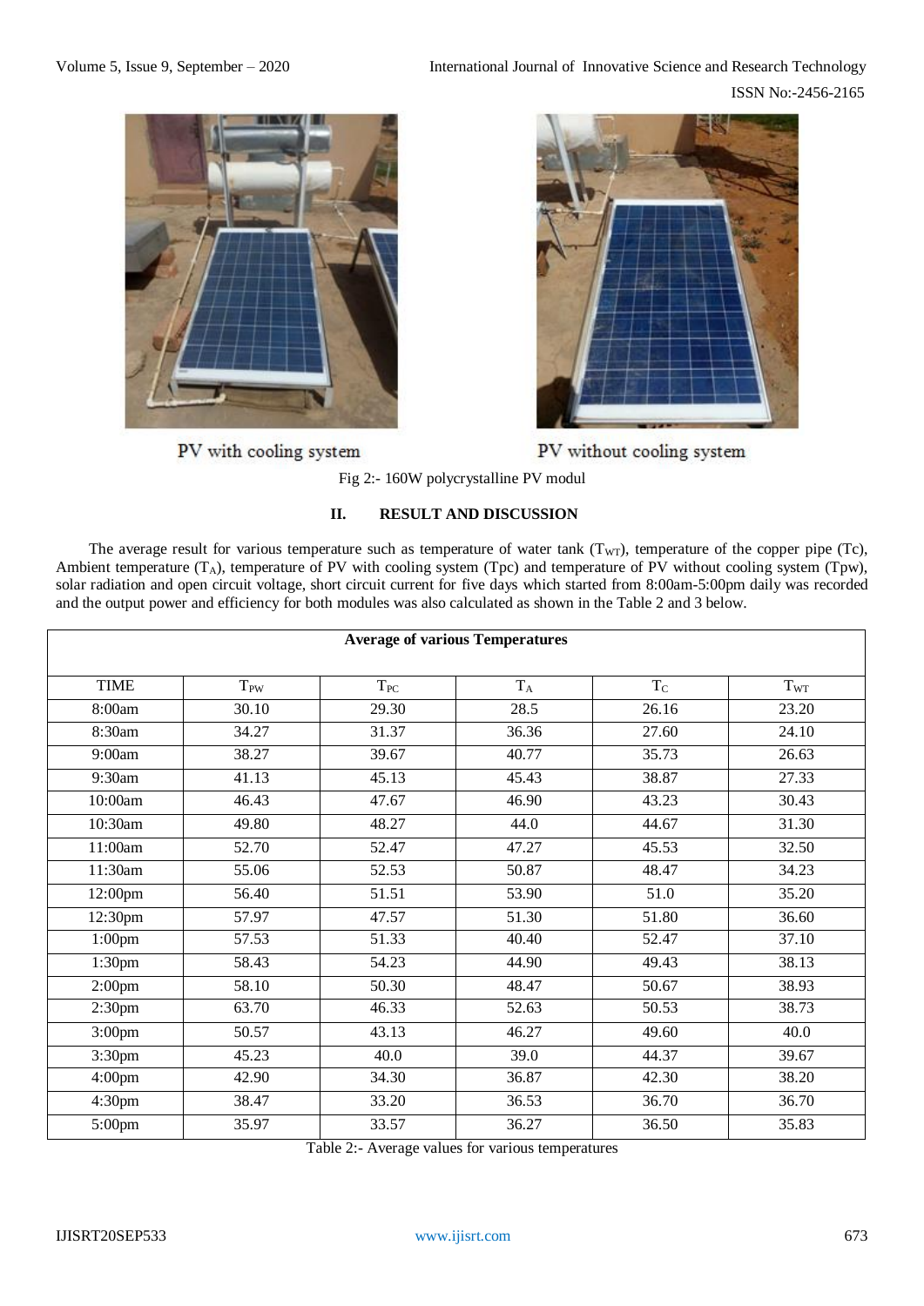PV with cooling system

PV without cooling system

Fig 2:- 160W polycrystalline PV modul

## II. RESULT AND DISCUSSION

The average result for various temperature such as temperature of water tank ($T_{WT}$), temperature of the copper pipe (Tc), Ambient temperature ($T_A$), temperature of PV with cooling system (Tpc) and temperature of PV without cooling system (Tpw), solar radiation and open circuit voltage, short circuit current for five days which started from 8:00am-5:00pm daily was recorded and the output power and efficiency for both modules was also calculated as shown in the Table 2 and 3 below.

| Average of various Temperatures | | | | | |
|---|---|---|---|---|---|
| TIME | $T_{PW}$ | $T_{PC}$ | $T_A$ | $T_C$ | $T_{WT}$ |
| 8:00am | 30.10 | 29.30 | 28.5 | 26.16 | 23.20 |
| 8:30am | 34.27 | 31.37 | 36.36 | 27.60 | 24.10 |
| 9:00am | 38.27 | 39.67 | 40.77 | 35.73 | 26.63 |
| 9:30am | 41.13 | 45.13 | 45.43 | 38.87 | 27.33 |
| 10:00am | 46.43 | 47.67 | 46.90 | 43.23 | 30.43 |
| 10:30am | 49.80 | 48.27 | 44.0 | 44.67 | 31.30 |
| 11:00am | 52.70 | 52.47 | 47.27 | 45.53 | 32.50 |
| 11:30am | 55.06 | 52.53 | 50.87 | 48.47 | 34.23 |
| 12:00pm | 56.40 | 51.51 | 53.90 | 51.0 | 35.20 |
| 12:30pm | 57.97 | 47.57 | 51.30 | 51.80 | 36.60 |
| 1:00pm | 57.53 | 51.33 | 40.40 | 52.47 | 37.10 |
| 1:30pm | 58.43 | 54.23 | 44.90 | 49.43 | 38.13 |
| 2:00pm | 58.10 | 50.30 | 48.47 | 50.67 | 38.93 |
| 2:30pm | 63.70 | 46.33 | 52.63 | 50.53 | 38.73 |
| 3:00pm | 50.57 | 43.13 | 46.27 | 49.60 | 40.0 |
| 3:30pm | 45.23 | 40.0 | 39.0 | 44.37 | 39.67 |
| 4:00pm | 42.90 | 34.30 | 36.87 | 42.30 | 38.20 |
| 4:30pm | 38.47 | 33.20 | 36.53 | 36.70 | 36.70 |
| 5:00pm | 35.97 | 33.57 | 36.27 | 36.50 | 35.83 |

Table 2:- Average values for various temperatures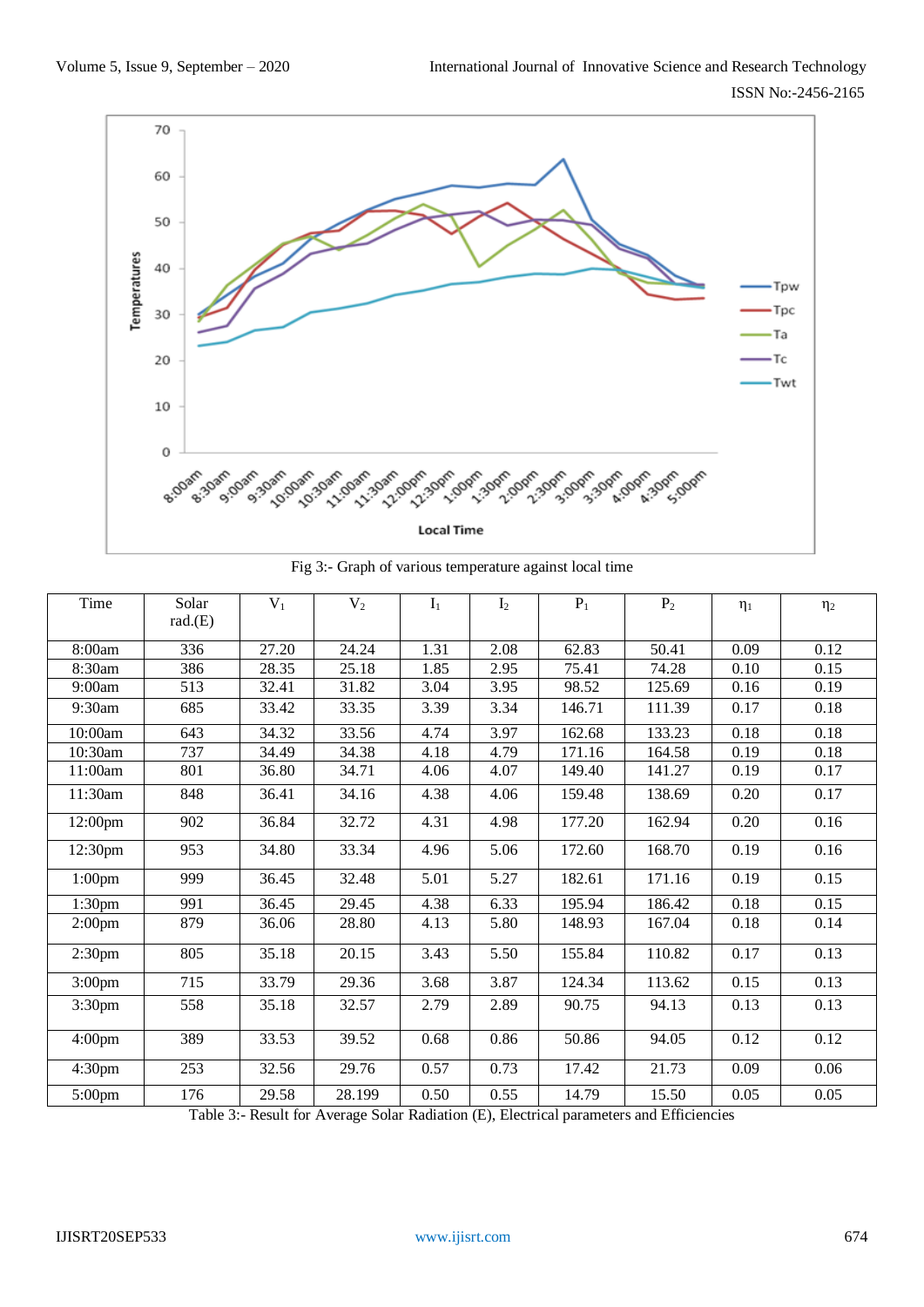Fig 3:- Graph of various temperature against local time

| Time | Solar rad.(E) | $V_1$ | $V_2$ | $I_1$ | $I_2$ | $P_1$ | $P_2$ | $\eta_1$ | $\eta_2$ |
|---|---|---|---|---|---|---|---|---|---|
| 8:00am | 336 | 27.20 | 24.24 | 1.31 | 2.08 | 62.83 | 50.41 | 0.09 | 0.12 |
| 8:30am | 386 | 28.35 | 25.18 | 1.85 | 2.95 | 75.41 | 74.28 | 0.10 | 0.15 |
| 9:00am | 513 | 32.41 | 31.82 | 3.04 | 3.95 | 98.52 | 125.69 | 0.16 | 0.19 |
| 9:30am | 685 | 33.42 | 33.35 | 3.39 | 3.34 | 146.71 | 111.39 | 0.17 | 0.18 |
| 10:00am | 643 | 34.32 | 33.56 | 4.74 | 3.97 | 162.68 | 133.23 | 0.18 | 0.18 |
| 10:30am | 737 | 34.49 | 34.38 | 4.18 | 4.79 | 171.16 | 164.58 | 0.19 | 0.18 |
| 11:00am | 801 | 36.80 | 34.71 | 4.06 | 4.07 | 149.40 | 141.27 | 0.19 | 0.17 |
| 11:30am | 848 | 36.41 | 34.16 | 4.38 | 4.06 | 159.48 | 138.69 | 0.20 | 0.17 |
| 12:00pm | 902 | 36.84 | 32.72 | 4.31 | 4.98 | 177.20 | 162.94 | 0.20 | 0.16 |
| 12:30pm | 953 | 34.80 | 33.34 | 4.96 | 5.06 | 172.60 | 168.70 | 0.19 | 0.16 |
| 1:00pm | 999 | 36.45 | 32.48 | 5.01 | 5.27 | 182.61 | 171.16 | 0.19 | 0.15 |
| 1:30pm | 991 | 36.45 | 29.45 | 4.38 | 6.33 | 195.94 | 186.42 | 0.18 | 0.15 |
| 2:00pm | 879 | 36.06 | 28.80 | 4.13 | 5.80 | 148.93 | 167.04 | 0.18 | 0.14 |
| 2:30pm | 805 | 35.18 | 20.15 | 3.43 | 5.50 | 155.84 | 110.82 | 0.17 | 0.13 |
| 3:00pm | 715 | 33.79 | 29.36 | 3.68 | 3.87 | 124.34 | 113.62 | 0.15 | 0.13 |
| 3:30pm | 558 | 35.18 | 32.57 | 2.79 | 2.89 | 90.75 | 94.13 | 0.13 | 0.13 |
| 4:00pm | 389 | 33.53 | 39.52 | 0.68 | 0.86 | 50.86 | 94.05 | 0.12 | 0.12 |
| 4:30pm | 253 | 32.56 | 29.76 | 0.57 | 0.73 | 17.42 | 21.73 | 0.09 | 0.06 |
| 5:00pm | 176 | 29.58 | 28.199 | 0.50 | 0.55 | 14.79 | 15.50 | 0.05 | 0.05 |

Table 3:- Result for Average Solar Radiation (E), Electrical parameters and Efficiencies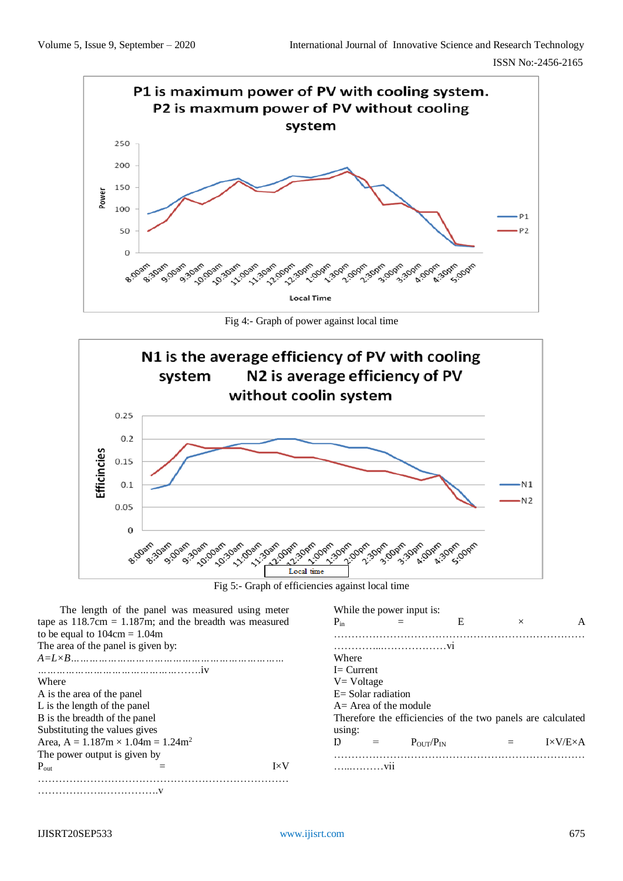Fig 4:- Graph of power against local time

Fig 5:- Graph of efficiencies against local time

The length of the panel was measured using meter tape as 118.7cm = 1.187m; and the breadth was measured to be equal to 104cm = 1.04m

The area of the panel is given by:

$A=L\times B$…………………………………………………………………………………………….iv

Where

A is the area of the panel

L is the length of the panel

B is the breadth of the panel

Substituting the values gives

Area, A = 1.187m × 1.04m = 1.24m$^2$

The power output is given by

$P_{out} = I\times V$ …………………………………………………………………………………….v

While the power input is:

$P_{in} = E \times A$ …………………………………………………………………………………….vi

Where

I= Current

V= Voltage

E= Solar radiation

A= Area of the module

Therefore the efficiencies of the two panels are calculated using:

$\eta = P_{OUT}/P_{IN} = I\times V/E\times A$ …………………………………………………………………………vii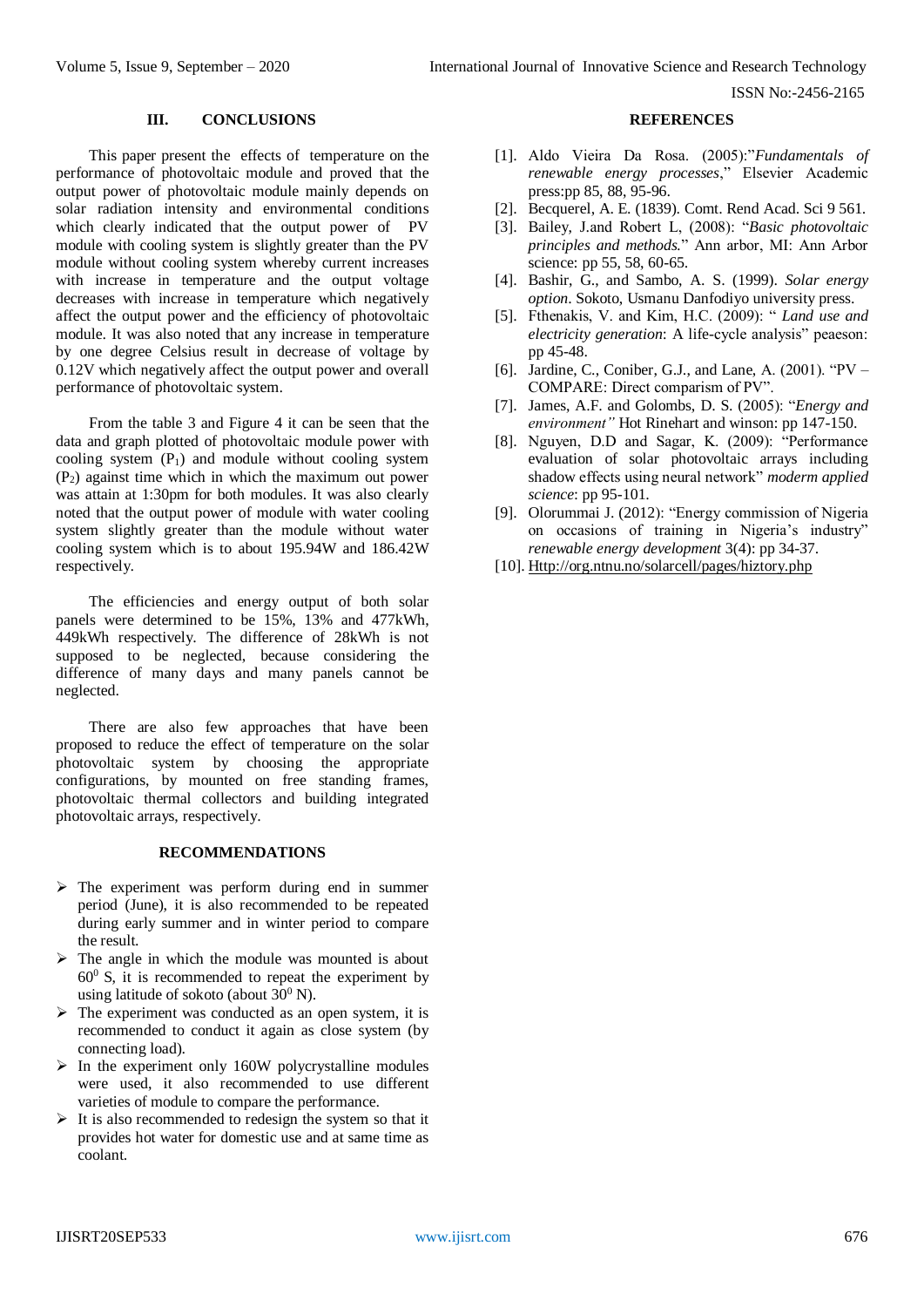## III. CONCLUSIONS

This paper present the effects of temperature on the performance of photovoltaic module and proved that the output power of photovoltaic module mainly depends on solar radiation intensity and environmental conditions which clearly indicated that the output power of PV module with cooling system is slightly greater than the PV module without cooling system whereby current increases with increase in temperature and the output voltage decreases with increase in temperature which negatively affect the output power and the efficiency of photovoltaic module. It was also noted that any increase in temperature by one degree Celsius result in decrease of voltage by 0.12V which negatively affect the output power and overall performance of photovoltaic system.

From the table 3 and Figure 4 it can be seen that the data and graph plotted of photovoltaic module power with cooling system ($P_1$) and module without cooling system ($P_2$) against time which in which the maximum out power was attain at 1:30pm for both modules. It was also clearly noted that the output power of module with water cooling system slightly greater than the module without water cooling system which is to about 195.94W and 186.42W respectively.

The efficiencies and energy output of both solar panels were determined to be 15%, 13% and 477kWh, 449kWh respectively. The difference of 28kWh is not supposed to be neglected, because considering the difference of many days and many panels cannot be neglected.

There are also few approaches that have been proposed to reduce the effect of temperature on the solar photovoltaic system by choosing the appropriate configurations, by mounted on free standing frames, photovoltaic thermal collectors and building integrated photovoltaic arrays, respectively.

## RECOMMENDATIONS

- The experiment was perform during end in summer period (June), it is also recommended to be repeated during early summer and in winter period to compare the result.
- The angle in which the module was mounted is about $60^0$ S, it is recommended to repeat the experiment by using latitude of sokoto (about $30^0$ N).
- The experiment was conducted as an open system, it is recommended to conduct it again as close system (by connecting load).
- In the experiment only 160W polycrystalline modules were used, it also recommended to use different varieties of module to compare the performance.
- It is also recommended to redesign the system so that it provides hot water for domestic use and at same time as coolant.

## REFERENCES

[1]. Aldo Vieira Da Rosa. (2005):"*Fundamentals of renewable energy processes*," Elsevier Academic press:pp 85, 88, 95-96.

[2]. Becquerel, A. E. (1839). Comt. Rend Acad. Sci 9 561.

[3]. Bailey, J.and Robert L, (2008): "*Basic photovoltaic principles and methods.*" Ann arbor, MI: Ann Arbor science: pp 55, 58, 60-65.

[4]. Bashir, G., and Sambo, A. S. (1999). *Solar energy option*. Sokoto, Usmanu Danfodiyo university press.

[5]. Fthenakis, V. and Kim, H.C. (2009): " *Land use and electricity generation*: A life-cycle analysis" peaeson: pp 45-48.

[6]. Jardine, C., Coniber, G.J., and Lane, A. (2001). "PV – COMPARE: Direct comparism of PV".

[7]. James, A.F. and Golombs, D. S. (2005): "*Energy and environment"* Hot Rinehart and winson: pp 147-150.

[8]. Nguyen, D.D and Sagar, K. (2009): "Performance evaluation of solar photovoltaic arrays including shadow effects using neural network" *moderm applied science*: pp 95-101.

[9]. Olorummai J. (2012): "Energy commission of Nigeria on occasions of training in Nigeria's industry" *renewable energy development* 3(4): pp 34-37.

[10]. Http://org.ntnu.no/solarcell/pages/hiztory.php